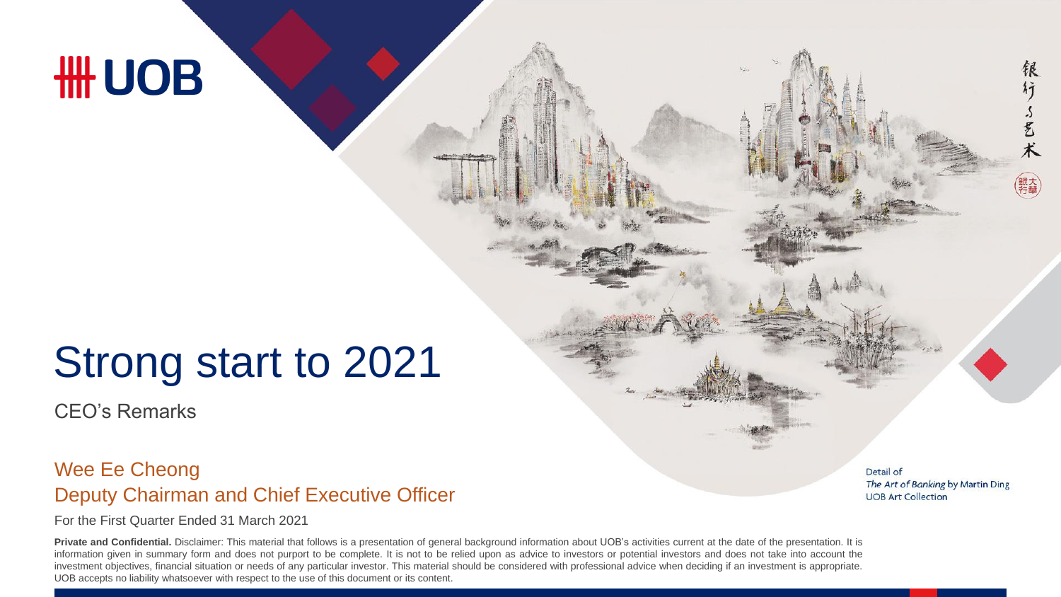# Strong start to 2021

CEO's Remarks

## Wee Ee Cheong
## Deputy Chairman and Chief Executive Officer

For the First Quarter Ended 31 March 2021

Detail of
*The Art of Banking* by Martin Ding
UOB Art Collection

**Private and Confidential.** Disclaimer: This material that follows is a presentation of general background information about UOB's activities current at the date of the presentation. It is information given in summary form and does not purport to be complete. It is not to be relied upon as advice to investors or potential investors and does not take into account the investment objectives, financial situation or needs of any particular investor. This material should be considered with professional advice when deciding if an investment is appropriate. UOB accepts no liability whatsoever with respect to the use of this document or its content.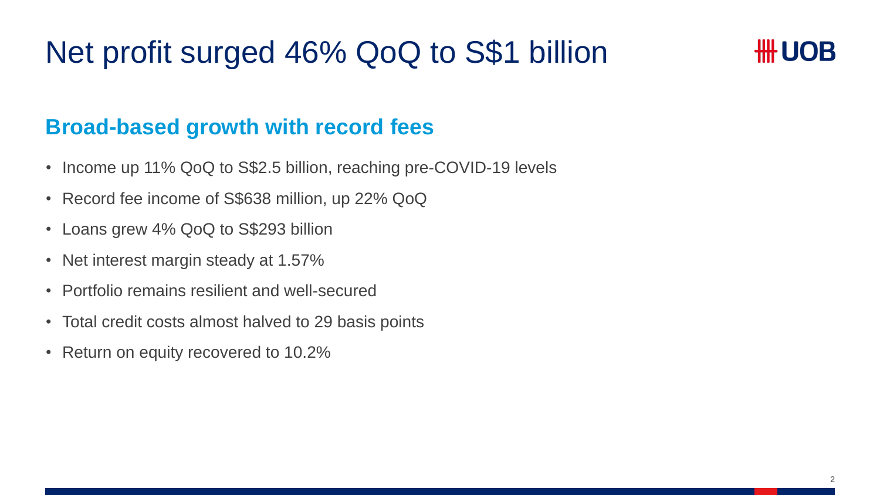# Net profit surged 46% QoQ to S$1 billion

## Broad-based growth with record fees

- Income up 11% QoQ to S$2.5 billion, reaching pre-COVID-19 levels
- Record fee income of S$638 million, up 22% QoQ
- Loans grew 4% QoQ to S$293 billion
- Net interest margin steady at 1.57%
- Portfolio remains resilient and well-secured
- Total credit costs almost halved to 29 basis points
- Return on equity recovered to 10.2%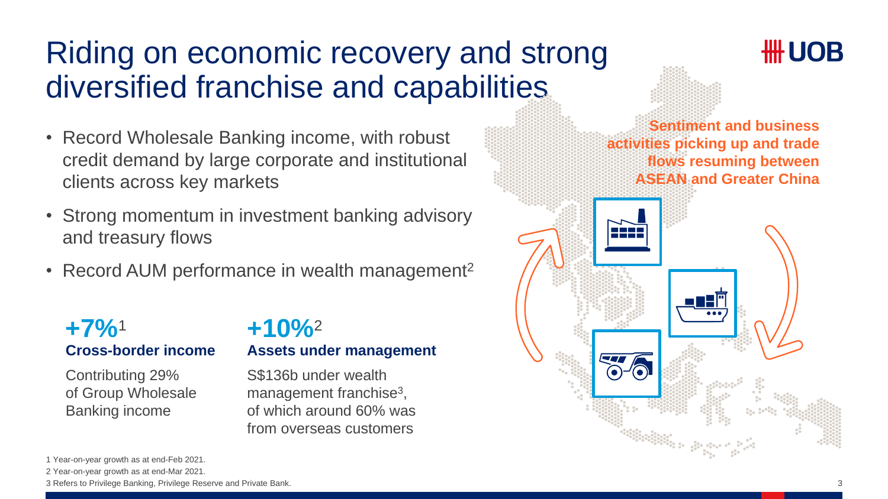# Riding on economic recovery and strong diversified franchise and capabilities

- Record Wholesale Banking income, with robust credit demand by large corporate and institutional clients across key markets
- Strong momentum in investment banking advisory and treasury flows
- Record AUM performance in wealth management[2]

**+7%**[1]
**Cross-border income**

Contributing 29% of Group Wholesale Banking income

**+10%**[2]
**Assets under management**

S$136b under wealth management franchise[3], of which around 60% was from overseas customers

**Sentiment and business activities picking up and trade flows resuming between ASEAN and Greater China**

1 Year-on-year growth as at end-Feb 2021.
2 Year-on-year growth as at end-Mar 2021.
3 Refers to Privilege Banking, Privilege Reserve and Private Bank.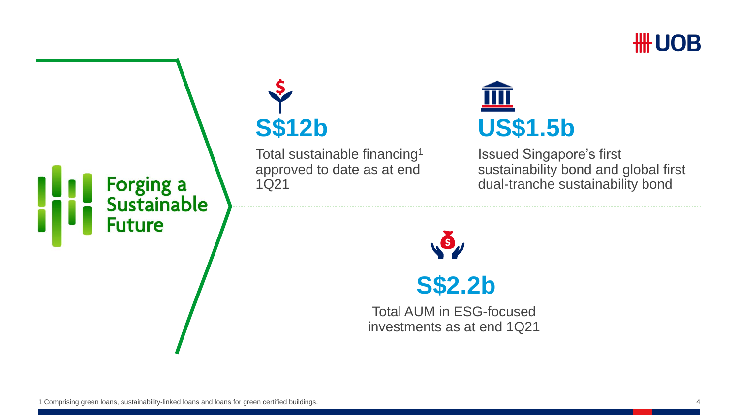# Forging a Sustainable Future

**S$12b**

Total sustainable financing[1] approved to date as at end 1Q21

**US$1.5b**

Issued Singapore's first sustainability bond and global first dual-tranche sustainability bond

**S$2.2b**

Total AUM in ESG-focused investments as at end 1Q21

1 Comprising green loans, sustainability-linked loans and loans for green certified buildings.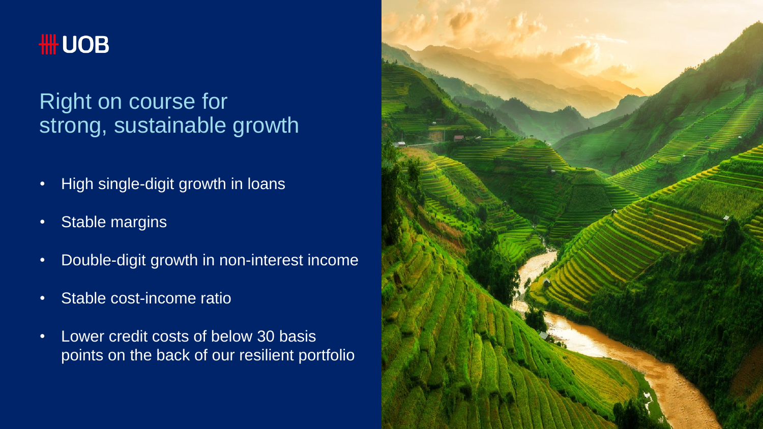UOB

# Right on course for strong, sustainable growth

- High single-digit growth in loans
- Stable margins
- Double-digit growth in non-interest income
- Stable cost-income ratio
- Lower credit costs of below 30 basis points on the back of our resilient portfolio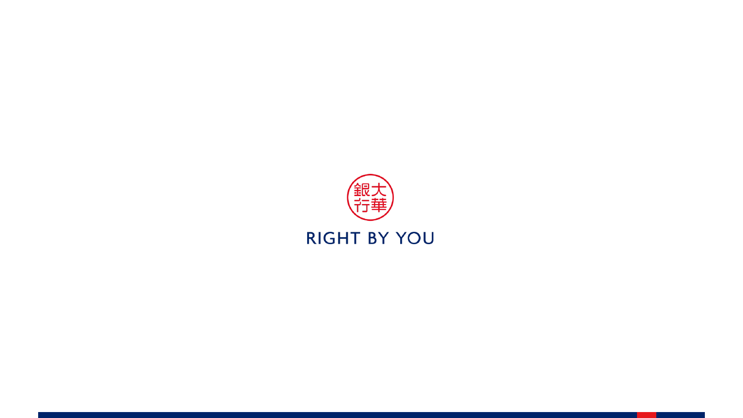大華銀行

RIGHT BY YOU